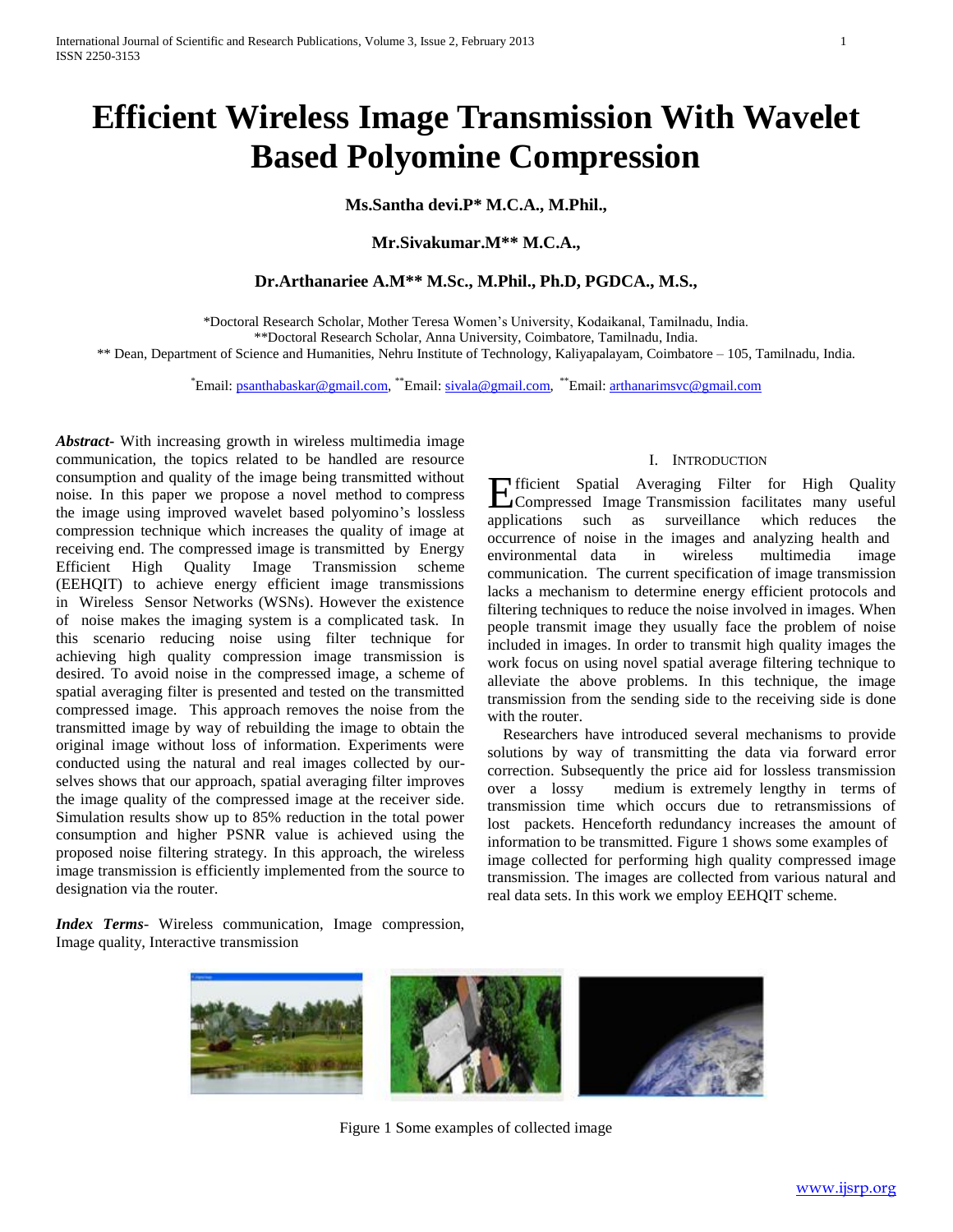# Efficient Wireless Image Transmission With Wavelet Based Polyomine Compression

**Ms.Santha devi.P* M.C.A., M.Phil.,**

**Mr.Sivakumar.M** M.C.A.,**

**Dr.Arthanariee A.M** M.Sc., M.Phil., Ph.D, PGDCA., M.S.,**

*Doctoral Research Scholar, Mother Teresa Women's University, Kodaikanal, Tamilnadu, India.
**Doctoral Research Scholar, Anna University, Coimbatore, Tamilnadu, India.
** Dean, Department of Science and Humanities, Nehru Institute of Technology, Kaliyapalayam, Coimbatore – 105, Tamilnadu, India.

*Email: psanthabaskar@gmail.com, **Email: sivala@gmail.com, **Email: arthanarimsvc@gmail.com

***Abstract***- With increasing growth in wireless multimedia image communication, the topics related to be handled are resource consumption and quality of the image being transmitted without noise. In this paper we propose a novel method to compress the image using improved wavelet based polyomino's lossless compression technique which increases the quality of image at receiving end. The compressed image is transmitted by Energy Efficient High Quality Image Transmission scheme (EEHQIT) to achieve energy efficient image transmissions in Wireless Sensor Networks (WSNs). However the existence of noise makes the imaging system is a complicated task. In this scenario reducing noise using filter technique for achieving high quality compression image transmission is desired. To avoid noise in the compressed image, a scheme of spatial averaging filter is presented and tested on the transmitted compressed image. This approach removes the noise from the transmitted image by way of rebuilding the image to obtain the original image without loss of information. Experiments were conducted using the natural and real images collected by our-selves shows that our approach, spatial averaging filter improves the image quality of the compressed image at the receiver side. Simulation results show up to 85% reduction in the total power consumption and higher PSNR value is achieved using the proposed noise filtering strategy. In this approach, the wireless image transmission is efficiently implemented from the source to designation via the router.

***Index Terms***- Wireless communication, Image compression, Image quality, Interactive transmission

## I. Introduction

Efficient Spatial Averaging Filter for High Quality Compressed Image Transmission facilitates many useful applications such as surveillance which reduces the occurrence of noise in the images and analyzing health and environmental data in wireless multimedia image communication. The current specification of image transmission lacks a mechanism to determine energy efficient protocols and filtering techniques to reduce the noise involved in images. When people transmit image they usually face the problem of noise included in images. In order to transmit high quality images the work focus on using novel spatial average filtering technique to alleviate the above problems. In this technique, the image transmission from the sending side to the receiving side is done with the router.

Researchers have introduced several mechanisms to provide solutions by way of transmitting the data via forward error correction. Subsequently the price aid for lossless transmission over a lossy medium is extremely lengthy in terms of transmission time which occurs due to retransmissions of lost packets. Henceforth redundancy increases the amount of information to be transmitted. Figure 1 shows some examples of image collected for performing high quality compressed image transmission. The images are collected from various natural and real data sets. In this work we employ EEHQIT scheme.

Figure 1 Some examples of collected image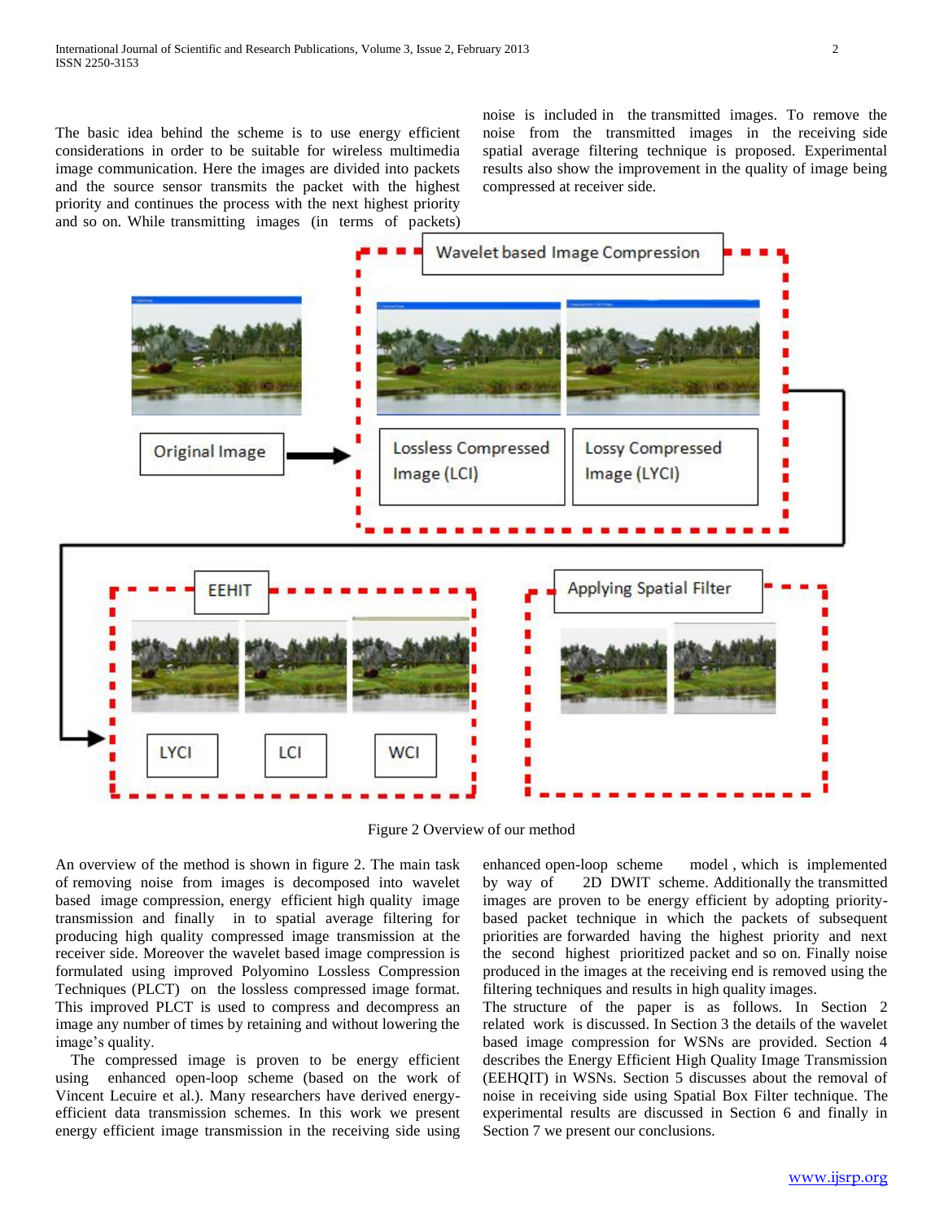The basic idea behind the scheme is to use energy efficient considerations in order to be suitable for wireless multimedia image communication. Here the images are divided into packets and the source sensor transmits the packet with the highest priority and continues the process with the next highest priority and so on. While transmitting images (in terms of packets) noise is included in the transmitted images. To remove the noise from the transmitted images in the receiving side spatial average filtering technique is proposed. Experimental results also show the improvement in the quality of image being compressed at receiver side.

Figure 2 Overview of our method

An overview of the method is shown in figure 2. The main task of removing noise from images is decomposed into wavelet based image compression, energy efficient high quality image transmission and finally in to spatial average filtering for producing high quality compressed image transmission at the receiver side. Moreover the wavelet based image compression is formulated using improved Polyomino Lossless Compression Techniques (PLCT) on the lossless compressed image format. This improved PLCT is used to compress and decompress an image any number of times by retaining and without lowering the image's quality.

The compressed image is proven to be energy efficient using enhanced open-loop scheme (based on the work of Vincent Lecuire et al.). Many researchers have derived energy-efficient data transmission schemes. In this work we present energy efficient image transmission in the receiving side using enhanced open-loop scheme model, which is implemented by way of 2D DWIT scheme. Additionally the transmitted images are proven to be energy efficient by adopting priority-based packet technique in which the packets of subsequent priorities are forwarded having the highest priority and next the second highest prioritized packet and so on. Finally noise produced in the images at the receiving end is removed using the filtering techniques and results in high quality images.

The structure of the paper is as follows. In Section 2 related work is discussed. In Section 3 the details of the wavelet based image compression for WSNs are provided. Section 4 describes the Energy Efficient High Quality Image Transmission (EEHQIT) in WSNs. Section 5 discusses about the removal of noise in receiving side using Spatial Box Filter technique. The experimental results are discussed in Section 6 and finally in Section 7 we present our conclusions.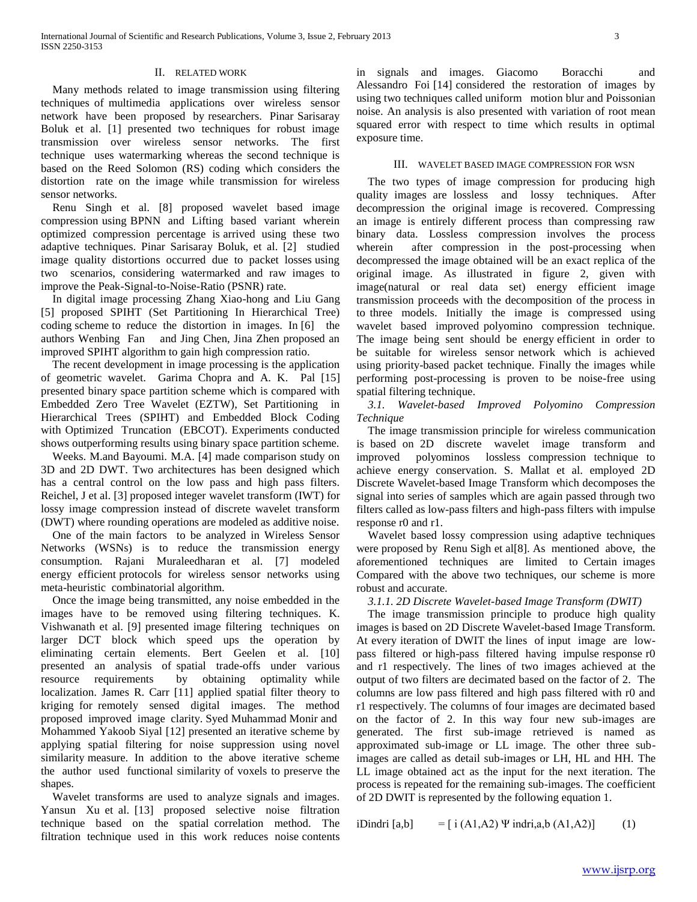## II. Related Work

Many methods related to image transmission using filtering techniques of multimedia applications over wireless sensor network have been proposed by researchers. Pinar Sarisaray Boluk et al. [1] presented two techniques for robust image transmission over wireless sensor networks. The first technique uses watermarking whereas the second technique is based on the Reed Solomon (RS) coding which considers the distortion rate on the image while transmission for wireless sensor networks.

Renu Singh et al. [8] proposed wavelet based image compression using BPNN and Lifting based variant wherein optimized compression percentage is arrived using these two adaptive techniques. Pinar Sarisaray Boluk, et al. [2] studied image quality distortions occurred due to packet losses using two scenarios, considering watermarked and raw images to improve the Peak-Signal-to-Noise-Ratio (PSNR) rate.

In digital image processing Zhang Xiao-hong and Liu Gang [5] proposed SPIHT (Set Partitioning In Hierarchical Tree) coding scheme to reduce the distortion in images. In [6] the authors Wenbing Fan and Jing Chen, Jina Zhen proposed an improved SPIHT algorithm to gain high compression ratio.

The recent development in image processing is the application of geometric wavelet. Garima Chopra and A. K. Pal [15] presented binary space partition scheme which is compared with Embedded Zero Tree Wavelet (EZTW), Set Partitioning in Hierarchical Trees (SPIHT) and Embedded Block Coding with Optimized Truncation (EBCOT). Experiments conducted shows outperforming results using binary space partition scheme.

Weeks. M.and Bayoumi. M.A. [4] made comparison study on 3D and 2D DWT. Two architectures has been designed which has a central control on the low pass and high pass filters. Reichel, J et al. [3] proposed integer wavelet transform (IWT) for lossy image compression instead of discrete wavelet transform (DWT) where rounding operations are modeled as additive noise.

One of the main factors to be analyzed in Wireless Sensor Networks (WSNs) is to reduce the transmission energy consumption. Rajani Muraleedharan et al. [7] modeled energy efficient protocols for wireless sensor networks using meta-heuristic combinatorial algorithm.

Once the image being transmitted, any noise embedded in the images have to be removed using filtering techniques. K. Vishwanath et al. [9] presented image filtering techniques on larger DCT block which speed ups the operation by eliminating certain elements. Bert Geelen et al. [10] presented an analysis of spatial trade-offs under various resource requirements by obtaining optimality while localization. James R. Carr [11] applied spatial filter theory to kriging for remotely sensed digital images. The method proposed improved image clarity. Syed Muhammad Monir and Mohammed Yakoob Siyal [12] presented an iterative scheme by applying spatial filtering for noise suppression using novel similarity measure. In addition to the above iterative scheme the author used functional similarity of voxels to preserve the shapes.

Wavelet transforms are used to analyze signals and images. Yansun Xu et al. [13] proposed selective noise filtration technique based on the spatial correlation method. The filtration technique used in this work reduces noise contents in signals and images. Giacomo Boracchi and Alessandro Foi [14] considered the restoration of images by using two techniques called uniform motion blur and Poissonian noise. An analysis is also presented with variation of root mean squared error with respect to time which results in optimal exposure time.

## III. Wavelet Based Image Compression for WSN

The two types of image compression for producing high quality images are lossless and lossy techniques. After decompression the original image is recovered. Compressing an image is entirely different process than compressing raw binary data. Lossless compression involves the process wherein after compression in the post-processing when decompressed the image obtained will be an exact replica of the original image. As illustrated in figure 2, given with image(natural or real data set) energy efficient image transmission proceeds with the decomposition of the process in to three models. Initially the image is compressed using wavelet based improved polyomino compression technique. The image being sent should be energy efficient in order to be suitable for wireless sensor network which is achieved using priority-based packet technique. Finally the images while performing post-processing is proven to be noise-free using spatial filtering technique.

### *3.1. Wavelet-based Improved Polyomino Compression Technique*

The image transmission principle for wireless communication is based on 2D discrete wavelet image transform and improved polyominos lossless compression technique to achieve energy conservation. S. Mallat et al. employed 2D Discrete Wavelet-based Image Transform which decomposes the signal into series of samples which are again passed through two filters called as low-pass filters and high-pass filters with impulse response r0 and r1.

Wavelet based lossy compression using adaptive techniques were proposed by Renu Sigh et al[8]. As mentioned above, the aforementioned techniques are limited to Certain images Compared with the above two techniques, our scheme is more robust and accurate.

#### *3.1.1. 2D Discrete Wavelet-based Image Transform (DWIT)*

The image transmission principle to produce high quality images is based on 2D Discrete Wavelet-based Image Transform. At every iteration of DWIT the lines of input image are low-pass filtered or high-pass filtered having impulse response r0 and r1 respectively. The lines of two images achieved at the output of two filters are decimated based on the factor of 2. The columns are low pass filtered and high pass filtered with r0 and r1 respectively. The columns of four images are decimated based on the factor of 2. In this way four new sub-images are generated. The first sub-image retrieved is named as approximated sub-image or LL image. The other three sub-images are called as detail sub-images or LH, HL and HH. The LL image obtained act as the input for the next iteration. The process is repeated for the remaining sub-images. The coefficient of 2D DWIT is represented by the following equation 1.

$$iDindri\,[a,b] \quad = [\, i\,(A1,A2)\; \Psi\; indri,a,b\,(A1,A2)] \qquad (1)$$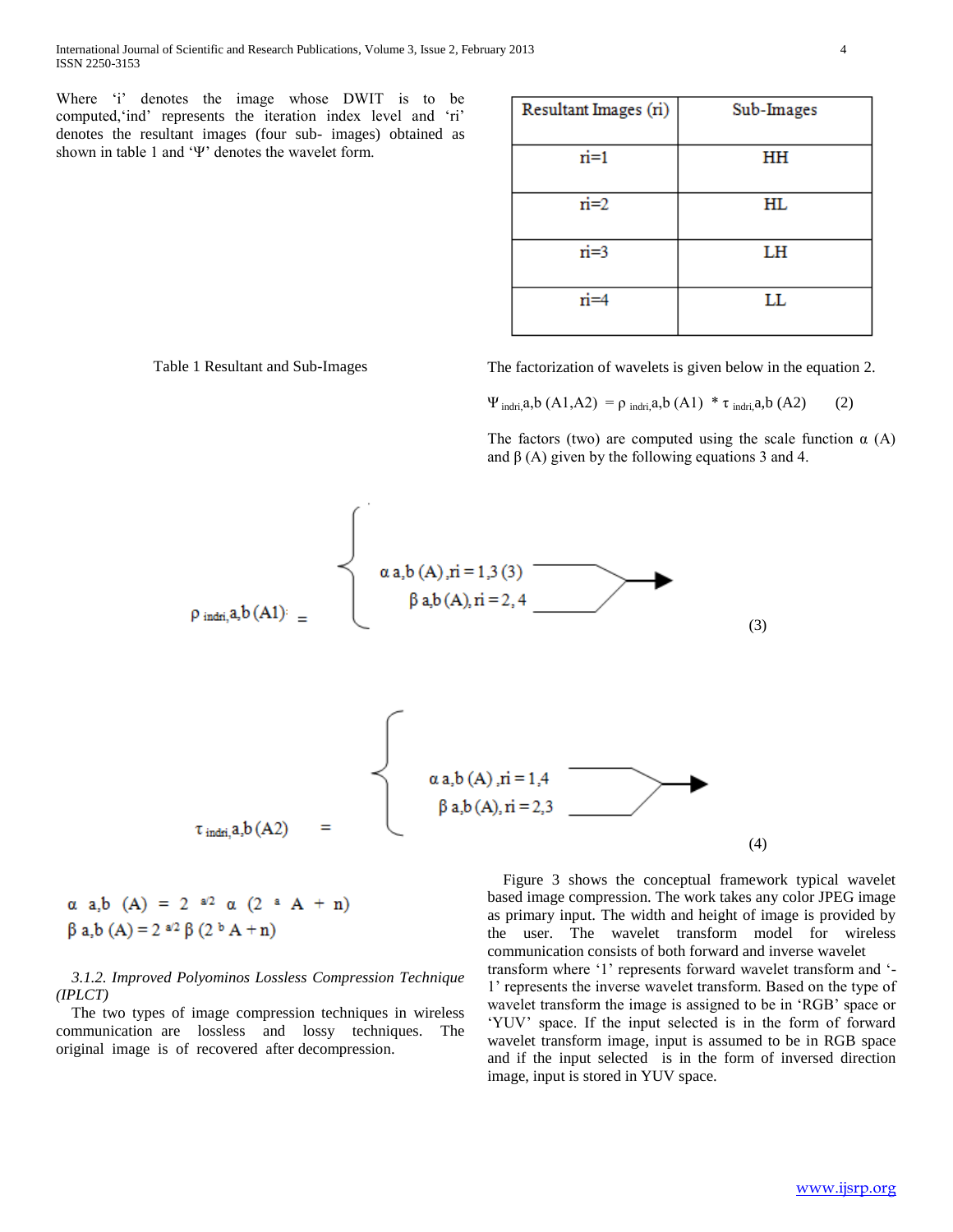Where 'i' denotes the image whose DWIT is to be computed,'ind' represents the iteration index level and 'ri' denotes the resultant images (four sub- images) obtained as shown in table 1 and 'Ψ' denotes the wavelet form.

| Resultant Images (ri) | Sub-Images |
|---|---|
| ri=1 | HH |
| ri=2 | HL |
| ri=3 | LH |
| ri=4 | LL |

Table 1 Resultant and Sub-Images

The factorization of wavelets is given below in the equation 2.

$$\Psi_{indri,}a,b\,(A1,A2) = \rho_{indri,}a,b\,(A1) * \tau_{indri,}a,b\,(A2) \qquad (2)$$

The factors (two) are computed using the scale function α (A) and β (A) given by the following equations 3 and 4.

$$\rho_{indri,}a,b\,(A1) = \begin{cases} \alpha\, a,b\,(A), ri = 1,3 \\ \beta\, a,b\,(A), ri = 2,4 \end{cases} \qquad (3)$$

$$\tau_{indri,}a,b\,(A2) = \begin{cases} \alpha\, a,b\,(A), ri = 1,4 \\ \beta\, a,b\,(A), ri = 2,3 \end{cases} \qquad (4)$$

$$\alpha\; a,b\;(A) = 2^{a/2}\,\alpha\,(2^{a}\,A + n)$$

$$\beta\; a,b\;(A) = 2^{a/2}\,\beta\,(2^{b}\,A + n)$$

*3.1.2. Improved Polyominos Lossless Compression Technique (IPLCT)*

The two types of image compression techniques in wireless communication are lossless and lossy techniques. The original image is of recovered after decompression.

Figure 3 shows the conceptual framework typical wavelet based image compression. The work takes any color JPEG image as primary input. The width and height of image is provided by the user. The wavelet transform model for wireless communication consists of both forward and inverse wavelet transform where '1' represents forward wavelet transform and '-1' represents the inverse wavelet transform. Based on the type of wavelet transform the image is assigned to be in 'RGB' space or 'YUV' space. If the input selected is in the form of forward wavelet transform image, input is assumed to be in RGB space and if the input selected is in the form of inversed direction image, input is stored in YUV space.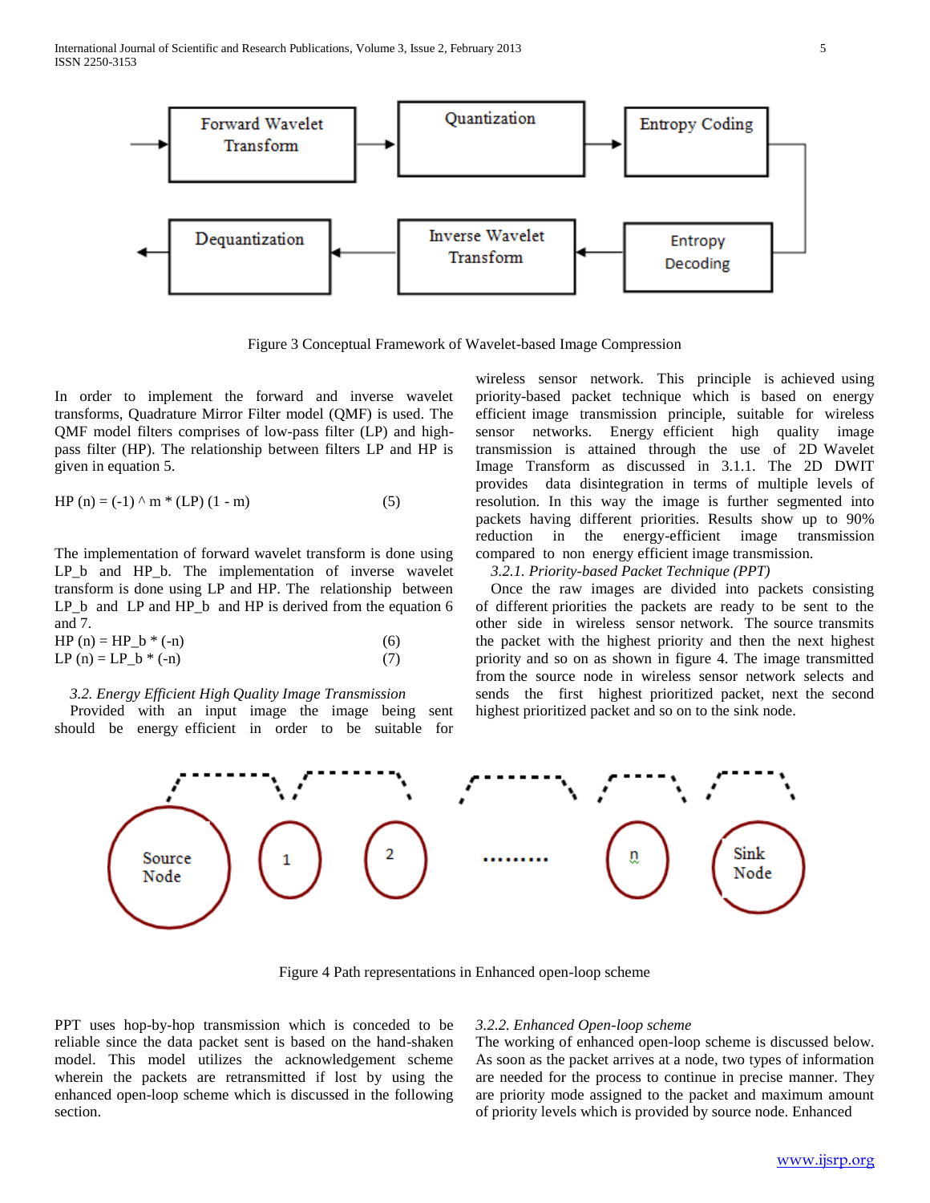Figure 3 Conceptual Framework of Wavelet-based Image Compression

In order to implement the forward and inverse wavelet transforms, Quadrature Mirror Filter model (QMF) is used. The QMF model filters comprises of low-pass filter (LP) and high-pass filter (HP). The relationship between filters LP and HP is given in equation 5.

$$HP(n) = (-1)^m * (LP)(1 - m) \quad (5)$$

The implementation of forward wavelet transform is done using $LP_b$ and $HP_b$. The implementation of inverse wavelet transform is done using LP and HP. The relationship between $LP_b$ and LP and $HP_b$ and HP is derived from the equation 6 and 7.

$$HP(n) = HP_b * (-n) \quad (6)$$

$$LP(n) = LP_b * (-n) \quad (7)$$

### *3.2. Energy Efficient High Quality Image Transmission*

Provided with an input image the image being sent should be energy efficient in order to be suitable for wireless sensor network. This principle is achieved using priority-based packet technique which is based on energy efficient image transmission principle, suitable for wireless sensor networks. Energy efficient high quality image transmission is attained through the use of 2D Wavelet Image Transform as discussed in 3.1.1. The 2D DWIT provides data disintegration in terms of multiple levels of resolution. In this way the image is further segmented into packets having different priorities. Results show up to 90% reduction in the energy-efficient image transmission compared to non energy efficient image transmission.

#### *3.2.1. Priority-based Packet Technique (PPT)*

Once the raw images are divided into packets consisting of different priorities the packets are ready to be sent to the other side in wireless sensor network. The source transmits the packet with the highest priority and then the next highest priority and so on as shown in figure 4. The image transmitted from the source node in wireless sensor network selects and sends the first highest prioritized packet, next the second highest prioritized packet and so on to the sink node.

Figure 4 Path representations in Enhanced open-loop scheme

PPT uses hop-by-hop transmission which is conceded to be reliable since the data packet sent is based on the hand-shaken model. This model utilizes the acknowledgement scheme wherein the packets are retransmitted if lost by using the enhanced open-loop scheme which is discussed in the following section.

#### *3.2.2. Enhanced Open-loop scheme*

The working of enhanced open-loop scheme is discussed below. As soon as the packet arrives at a node, two types of information are needed for the process to continue in precise manner. They are priority mode assigned to the packet and maximum amount of priority levels which is provided by source node. Enhanced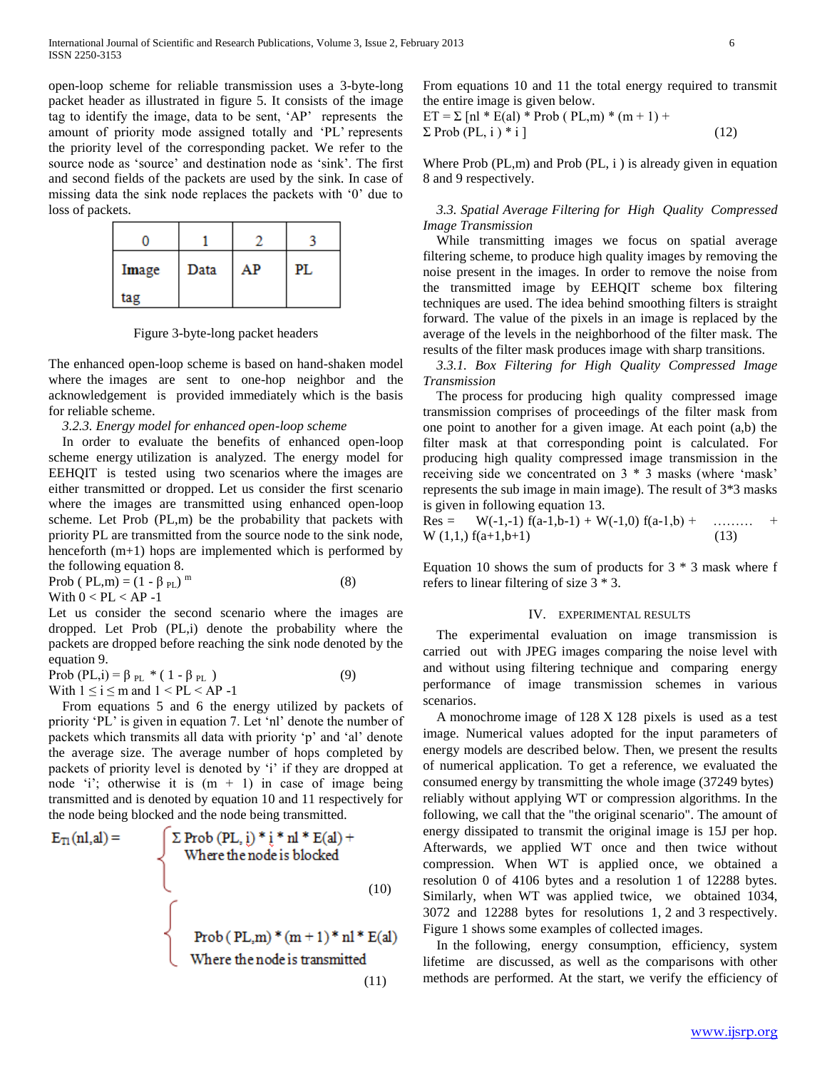open-loop scheme for reliable transmission uses a 3-byte-long packet header as illustrated in figure 5. It consists of the image tag to identify the image, data to be sent, 'AP' represents the amount of priority mode assigned totally and 'PL' represents the priority level of the corresponding packet. We refer to the source node as 'source' and destination node as 'sink'. The first and second fields of the packets are used by the sink. In case of missing data the sink node replaces the packets with '0' due to loss of packets.

| 0 | 1 | 2 | 3 |
|---|---|---|---|
| Image tag | Data | AP | PL |

Figure 3-byte-long packet headers

The enhanced open-loop scheme is based on hand-shaken model where the images are sent to one-hop neighbor and the acknowledgement is provided immediately which is the basis for reliable scheme.

*3.2.3. Energy model for enhanced open-loop scheme*

In order to evaluate the benefits of enhanced open-loop scheme energy utilization is analyzed. The energy model for EEHQIT is tested using two scenarios where the images are either transmitted or dropped. Let us consider the first scenario where the images are transmitted using enhanced open-loop scheme. Let Prob (PL,m) be the probability that packets with priority PL are transmitted from the source node to the sink node, henceforth (m+1) hops are implemented which is performed by the following equation 8.

$$\text{Prob}(PL,m) = (1 - \beta_{PL})^{m} \tag{8}$$

With $0 < PL < AP - 1$

Let us consider the second scenario where the images are dropped. Let Prob (PL,i) denote the probability where the packets are dropped before reaching the sink node denoted by the equation 9.

$$\text{Prob}(PL,i) = \beta_{PL} * (1 - \beta_{PL}) \tag{9}$$

With $1 \leq i \leq m$ and $1 < PL < AP - 1$

From equations 5 and 6 the energy utilized by packets of priority 'PL' is given in equation 7. Let 'nl' denote the number of packets which transmits all data with priority 'p' and 'al' denote the average size. The average number of hops completed by packets of priority level is denoted by 'i' if they are dropped at node 'i'; otherwise it is (m + 1) in case of image being transmitted and is denoted by equation 10 and 11 respectively for the node being blocked and the node being transmitted.

$$E_{TI}(nl,al) = \begin{cases} \Sigma\, \text{Prob}(PL,i) * i * nl * E(al) + \quad \text{Where the node is blocked} & (10) \\ \text{Prob}(PL,m) * (m+1) * nl * E(al) \quad \text{Where the node is transmitted} & (11) \end{cases}$$

From equations 10 and 11 the total energy required to transmit the entire image is given below.

$$ET = \Sigma\, [nl * E(al) * \text{Prob}(PL,m) * (m + 1) + \Sigma\, \text{Prob}(PL, i) * i\,] \tag{12}$$

Where Prob (PL,m) and Prob (PL, i ) is already given in equation 8 and 9 respectively.

*3.3. Spatial Average Filtering for High Quality Compressed Image Transmission*

While transmitting images we focus on spatial average filtering scheme, to produce high quality images by removing the noise present in the images. In order to remove the noise from the transmitted image by EEHQIT scheme box filtering techniques are used. The idea behind smoothing filters is straight forward. The value of the pixels in an image is replaced by the average of the levels in the neighborhood of the filter mask. The results of the filter mask produces image with sharp transitions.

*3.3.1. Box Filtering for High Quality Compressed Image Transmission*

The process for producing high quality compressed image transmission comprises of proceedings of the filter mask from one point to another for a given image. At each point (a,b) the filter mask at that corresponding point is calculated. For producing high quality compressed image transmission in the receiving side we concentrated on 3 * 3 masks (where 'mask' represents the sub image in main image). The result of 3*3 masks is given in following equation 13.

$$Res = W(-1,-1)\, f(a-1,b-1) + W(-1,0)\, f(a-1,b) + \ldots\ldots\ldots + W(1,1,)\, f(a+1,b+1) \tag{13}$$

Equation 10 shows the sum of products for 3 * 3 mask where f refers to linear filtering of size 3 * 3.

## IV. Experimental Results

The experimental evaluation on image transmission is carried out with JPEG images comparing the noise level with and without using filtering technique and comparing energy performance of image transmission schemes in various scenarios.

A monochrome image of 128 X 128 pixels is used as a test image. Numerical values adopted for the input parameters of energy models are described below. Then, we present the results of numerical application. To get a reference, we evaluated the consumed energy by transmitting the whole image (37249 bytes) reliably without applying WT or compression algorithms. In the following, we call that the "the original scenario". The amount of energy dissipated to transmit the original image is 15J per hop. Afterwards, we applied WT once and then twice without compression. When WT is applied once, we obtained a resolution 0 of 4106 bytes and a resolution 1 of 12288 bytes. Similarly, when WT was applied twice, we obtained 1034, 3072 and 12288 bytes for resolutions 1, 2 and 3 respectively. Figure 1 shows some examples of collected images.

In the following, energy consumption, efficiency, system lifetime are discussed, as well as the comparisons with other methods are performed. At the start, we verify the efficiency of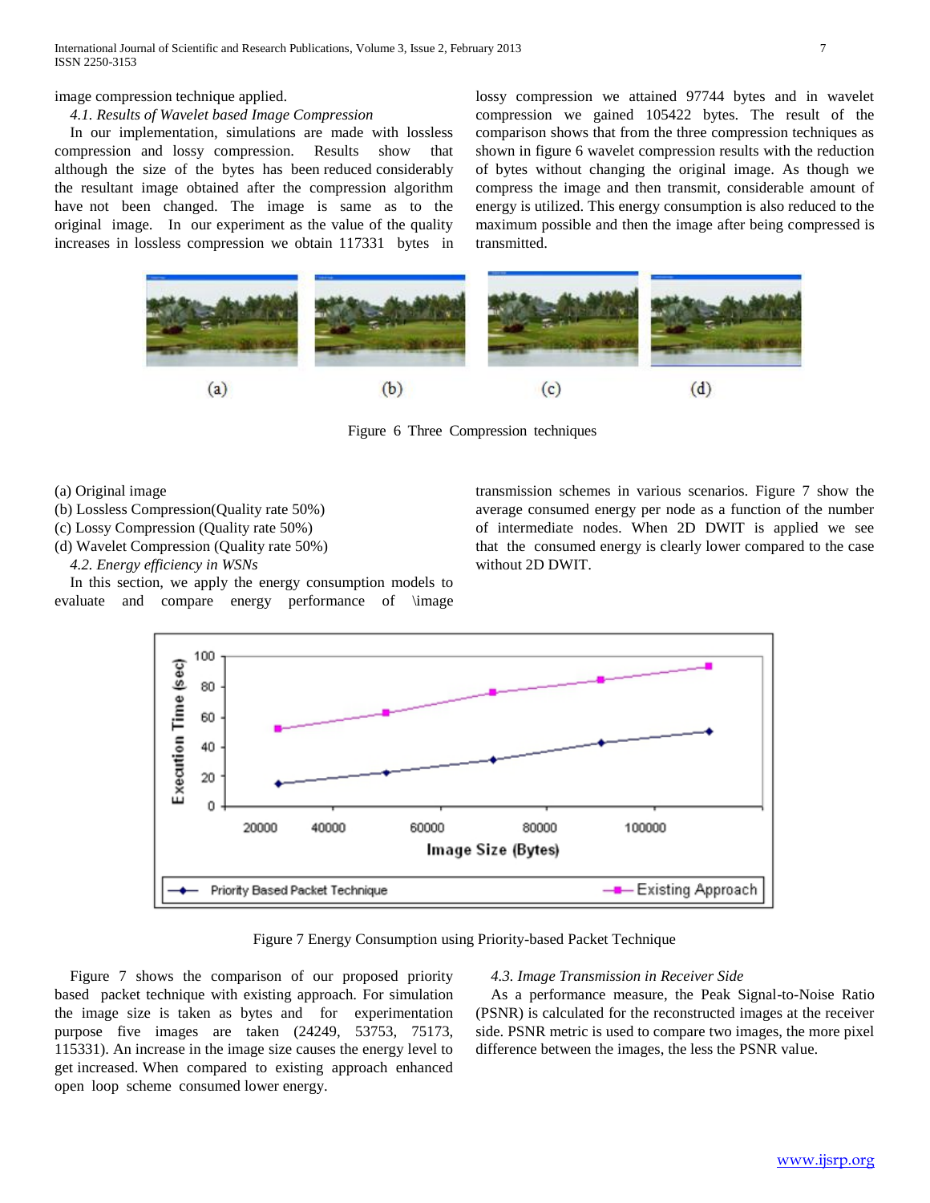image compression technique applied.

*4.1. Results of Wavelet based Image Compression*

In our implementation, simulations are made with lossless compression and lossy compression. Results show that although the size of the bytes has been reduced considerably the resultant image obtained after the compression algorithm have not been changed. The image is same as to the original image. In our experiment as the value of the quality increases in lossless compression we obtain 117331 bytes in lossy compression we attained 97744 bytes and in wavelet compression we gained 105422 bytes. The result of the comparison shows that from the three compression techniques as shown in figure 6 wavelet compression results with the reduction of bytes without changing the original image. As though we compress the image and then transmit, considerable amount of energy is utilized. This energy consumption is also reduced to the maximum possible and then the image after being compressed is transmitted.

(a) (b) (c) (d)

Figure 6 Three Compression techniques

(a) Original image
(b) Lossless Compression(Quality rate 50%)
(c) Lossy Compression (Quality rate 50%)
(d) Wavelet Compression (Quality rate 50%)

*4.2. Energy efficiency in WSNs*

In this section, we apply the energy consumption models to evaluate and compare energy performance of \image transmission schemes in various scenarios. Figure 7 show the average consumed energy per node as a function of the number of intermediate nodes. When 2D DWIT is applied we see that the consumed energy is clearly lower compared to the case without 2D DWIT.

Figure 7 Energy Consumption using Priority-based Packet Technique

Figure 7 shows the comparison of our proposed priority based packet technique with existing approach. For simulation the image size is taken as bytes and for experimentation purpose five images are taken (24249, 53753, 75173, 115331). An increase in the image size causes the energy level to get increased. When compared to existing approach enhanced open loop scheme consumed lower energy.

*4.3. Image Transmission in Receiver Side*

As a performance measure, the Peak Signal-to-Noise Ratio (PSNR) is calculated for the reconstructed images at the receiver side. PSNR metric is used to compare two images, the more pixel difference between the images, the less the PSNR value.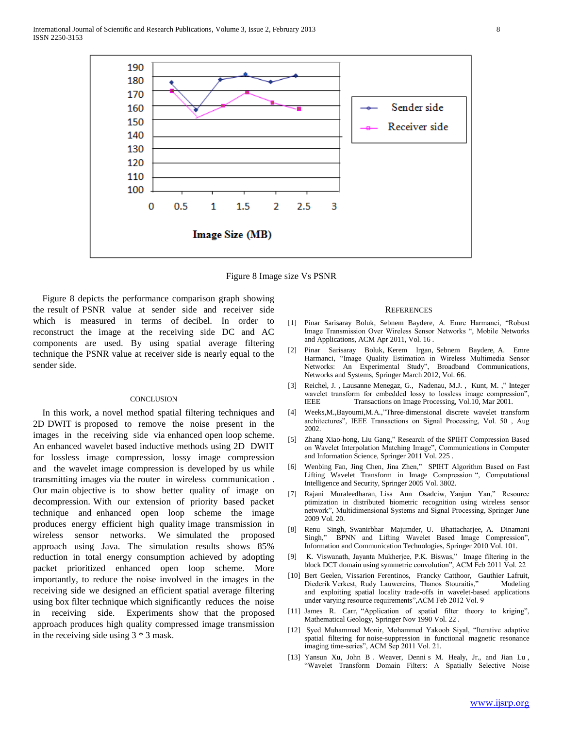Figure 8 Image size Vs PSNR

Figure 8 depicts the performance comparison graph showing the result of PSNR value at sender side and receiver side which is measured in terms of decibel. In order to reconstruct the image at the receiving side DC and AC components are used. By using spatial average filtering technique the PSNR value at receiver side is nearly equal to the sender side.

## CONCLUSION

In this work, a novel method spatial filtering techniques and 2D DWIT is proposed to remove the noise present in the images in the receiving side via enhanced open loop scheme. An enhanced wavelet based inductive methods using 2D DWIT for lossless image compression, lossy image compression and the wavelet image compression is developed by us while transmitting images via the router in wireless communication . Our main objective is to show better quality of image on decompression. With our extension of priority based packet technique and enhanced open loop scheme the image produces energy efficient high quality image transmission in wireless sensor networks. We simulated the proposed approach using Java. The simulation results shows 85% reduction in total energy consumption achieved by adopting packet prioritized enhanced open loop scheme. More importantly, to reduce the noise involved in the images in the receiving side we designed an efficient spatial average filtering using box filter technique which significantly reduces the noise in receiving side. Experiments show that the proposed approach produces high quality compressed image transmission in the receiving side using 3 * 3 mask.

## REFERENCES

[1] Pinar Sarisaray Boluk, Sebnem Baydere, A. Emre Harmanci, "Robust Image Transmission Over Wireless Sensor Networks ", Mobile Networks and Applications, ACM Apr 2011, Vol. 16 .

[2] Pinar Sarisaray Boluk, Kerem Irgan, Sebnem Baydere, A. Emre Harmanci, "Image Quality Estimation in Wireless Multimedia Sensor Networks: An Experimental Study", Broadband Communications, Networks and Systems, Springer March 2012, Vol. 66.

[3] Reichel, J. , Lausanne Menegaz, G., Nadenau, M.J. , Kunt, M. ," Integer wavelet transform for embedded lossy to lossless image compression", IEEE Transactions on Image Processing, Vol.10, Mar 2001.

[4] Weeks,M.,Bayoumi,M.A.,"Three-dimensional discrete wavelet transform architectures", IEEE Transactions on Signal Processing, Vol. 50 , Aug 2002.

[5] Zhang Xiao-hong, Liu Gang," Research of the SPIHT Compression Based on Wavelet Interpolation Matching Image", Communications in Computer and Information Science, Springer 2011 Vol. 225 .

[6] Wenbing Fan, Jing Chen, Jina Zhen," SPIHT Algorithm Based on Fast Lifting Wavelet Transform in Image Compression ", Computational Intelligence and Security, Springer 2005 Vol. 3802.

[7] Rajani Muraleedharan, Lisa Ann Osadciw, Yanjun Yan," Resource ptimization in distributed biometric recognition using wireless sensor network", Multidimensional Systems and Signal Processing, Springer June 2009 Vol. 20.

[8] Renu Singh, Swanirbhar Majumder, U. Bhattacharjee, A. Dinamani Singh," BPNN and Lifting Wavelet Based Image Compression", Information and Communication Technologies, Springer 2010 Vol. 101.

[9] K. Viswanath, Jayanta Mukherjee, P.K. Biswas," Image filtering in the block DCT domain using symmetric convolution", ACM Feb 2011 Vol. 22

[10] Bert Geelen, Vissarion Ferentinos, Francky Catthoor, Gauthier Lafruit, Diederik Verkest, Rudy Lauwereins, Thanos Stouraitis," Modeling and exploiting spatial locality trade-offs in wavelet-based applications under varying resource requirements",ACM Feb 2012 Vol. 9

[11] James R. Carr, "Application of spatial filter theory to kriging", Mathematical Geology, Springer Nov 1990 Vol. 22 .

[12] Syed Muhammad Monir, Mohammed Yakoob Siyal, "Iterative adaptive spatial filtering for noise-suppression in functional magnetic resonance imaging time-series", ACM Sep 2011 Vol. 21.

[13] Yansun Xu, John B . Weaver, Denni s M. Healy, Jr., and Jian Lu , "Wavelet Transform Domain Filters: A Spatially Selective Noise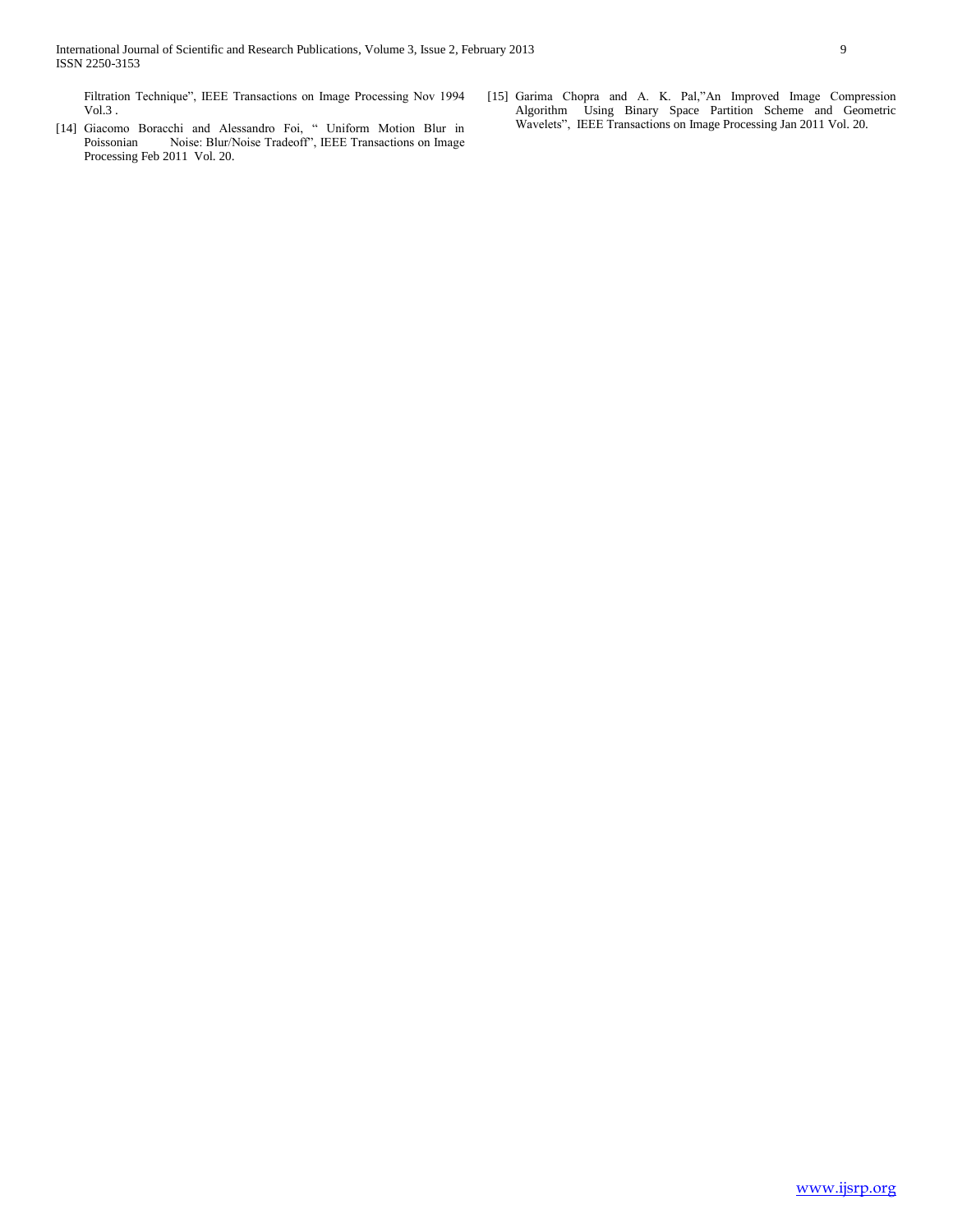Filtration Technique", IEEE Transactions on Image Processing Nov 1994 Vol.3 .

[14] Giacomo Boracchi and Alessandro Foi, " Uniform Motion Blur in Poissonian Noise: Blur/Noise Tradeoff", IEEE Transactions on Image Processing Feb 2011 Vol. 20.

[15] Garima Chopra and A. K. Pal,"An Improved Image Compression Algorithm Using Binary Space Partition Scheme and Geometric Wavelets", IEEE Transactions on Image Processing Jan 2011 Vol. 20.